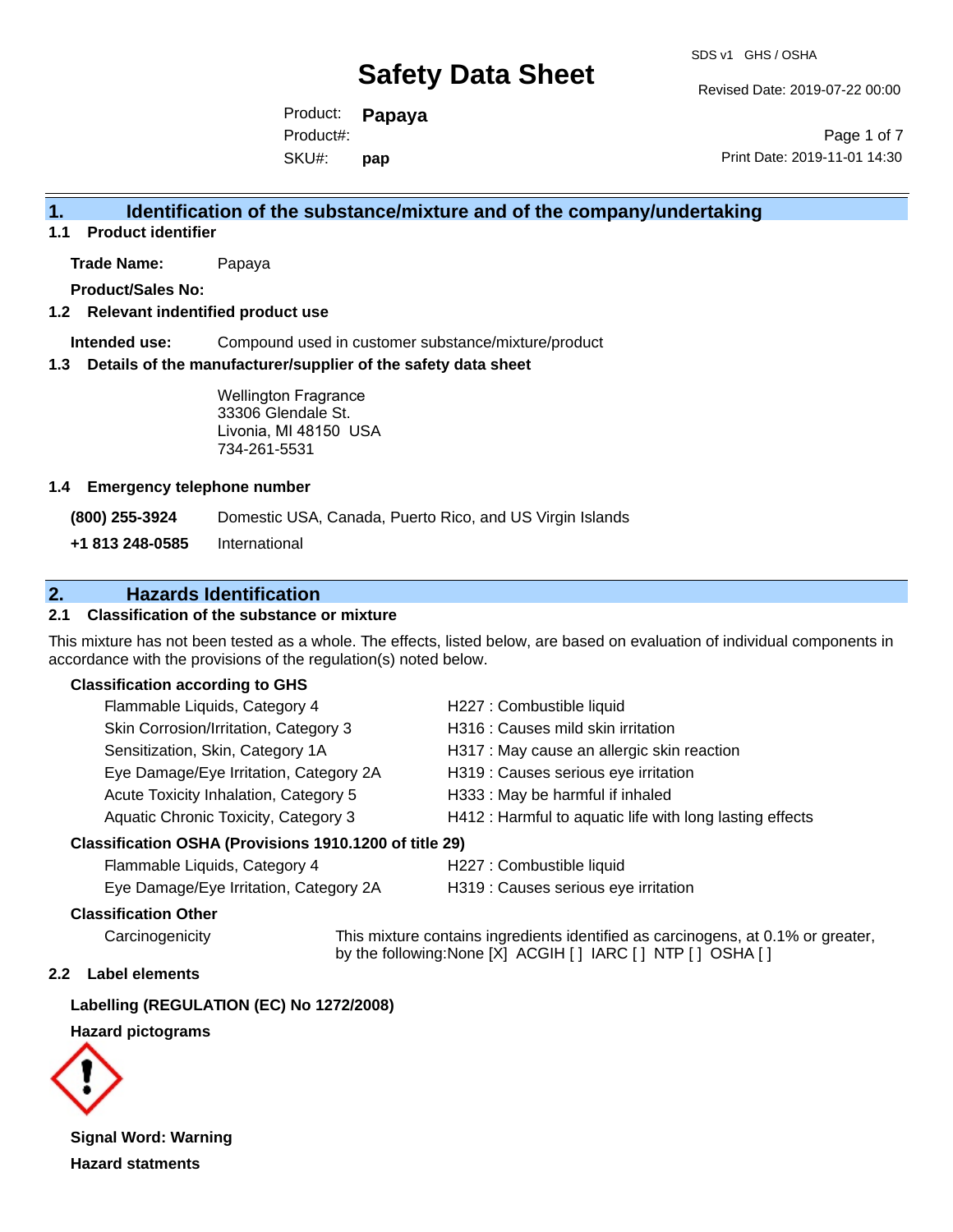# Safety Data Sheet

SDS v1 GHS / OSHA

Revised Date: 2019-07-22 00:00

Product: **Papaya**

Product#:

SKU#: **pap**

Print Date: 2019-11-01 14:30

## 1. Identification of the substance/mixture and of the company/undertaking

### 1.1 Product identifier

**Trade Name:** Papaya

**Product/Sales No:**

### 1.2 Relevant identified product use

**Intended use:** Compound used in customer substance/mixture/product

### 1.3 Details of the manufacturer/supplier of the safety data sheet

Wellington Fragrance
33306 Glendale St.
Livonia, MI 48150 USA
734-261-5531

### 1.4 Emergency telephone number

**(800) 255-3924** Domestic USA, Canada, Puerto Rico, and US Virgin Islands

**+1 813 248-0585** International

## 2. Hazards Identification

### 2.1 Classification of the substance or mixture

This mixture has not been tested as a whole. The effects, listed below, are based on evaluation of individual components in accordance with the provisions of the regulation(s) noted below.

**Classification according to GHS**

| | |
|---|---|
| Flammable Liquids, Category 4 | H227 : Combustible liquid |
| Skin Corrosion/Irritation, Category 3 | H316 : Causes mild skin irritation |
| Sensitization, Skin, Category 1A | H317 : May cause an allergic skin reaction |
| Eye Damage/Eye Irritation, Category 2A | H319 : Causes serious eye irritation |
| Acute Toxicity Inhalation, Category 5 | H333 : May be harmful if inhaled |
| Aquatic Chronic Toxicity, Category 3 | H412 : Harmful to aquatic life with long lasting effects |

**Classification OSHA (Provisions 1910.1200 of title 29)**

| | |
|---|---|
| Flammable Liquids, Category 4 | H227 : Combustible liquid |
| Eye Damage/Eye Irritation, Category 2A | H319 : Causes serious eye irritation |

**Classification Other**

Carcinogenicity: This mixture contains ingredients identified as carcinogens, at 0.1% or greater, by the following:None [X] ACGIH [ ] IARC [ ] NTP [ ] OSHA [ ]

### 2.2 Label elements

**Labelling (REGULATION (EC) No 1272/2008)**

**Hazard pictograms**

**Signal Word: Warning**

**Hazard statments**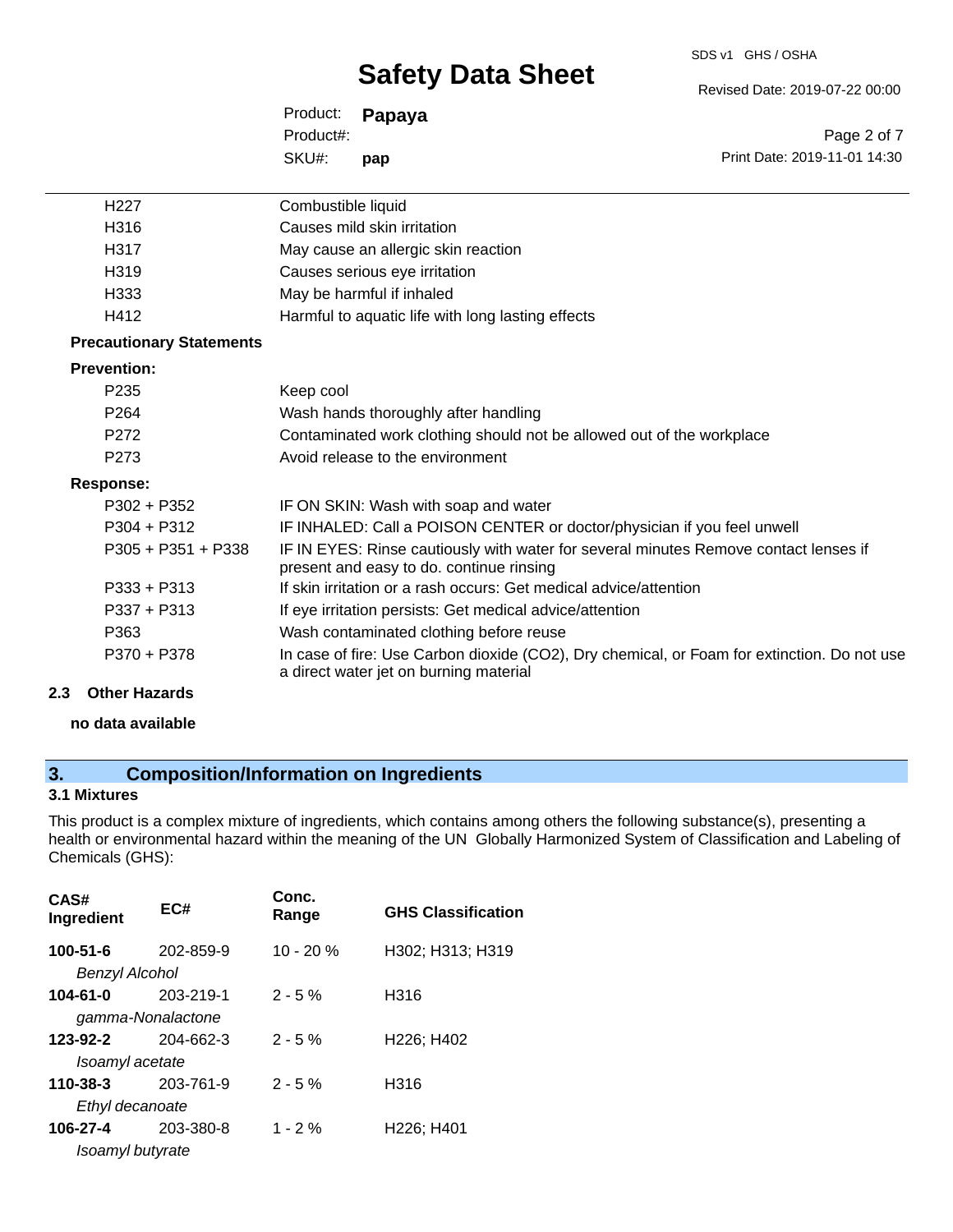| | |
|---|---|
| H227 | Combustible liquid |
| H316 | Causes mild skin irritation |
| H317 | May cause an allergic skin reaction |
| H319 | Causes serious eye irritation |
| H333 | May be harmful if inhaled |
| H412 | Harmful to aquatic life with long lasting effects |

**Precautionary Statements**

**Prevention:**

| | |
|---|---|
| P235 | Keep cool |
| P264 | Wash hands thoroughly after handling |
| P272 | Contaminated work clothing should not be allowed out of the workplace |
| P273 | Avoid release to the environment |

**Response:**

| | |
|---|---|
| P302 + P352 | IF ON SKIN: Wash with soap and water |
| P304 + P312 | IF INHALED: Call a POISON CENTER or doctor/physician if you feel unwell |
| P305 + P351 + P338 | IF IN EYES: Rinse cautiously with water for several minutes Remove contact lenses if present and easy to do. continue rinsing |
| P333 + P313 | If skin irritation or a rash occurs: Get medical advice/attention |
| P337 + P313 | If eye irritation persists: Get medical advice/attention |
| P363 | Wash contaminated clothing before reuse |
| P370 + P378 | In case of fire: Use Carbon dioxide ($CO_2$), Dry chemical, or Foam for extinction. Do not use a direct water jet on burning material |

### 2.3 Other Hazards

**no data available**

## 3. Composition/Information on Ingredients

### 3.1 Mixtures

This product is a complex mixture of ingredients, which contains among others the following substance(s), presenting a health or environmental hazard within the meaning of the UN Globally Harmonized System of Classification and Labeling of Chemicals (GHS):

| CAS# Ingredient | EC# | Conc. Range | GHS Classification |
|---|---|---|---|
| **100-51-6** *Benzyl Alcohol* | 202-859-9 | 10 - 20 % | H302; H313; H319 |
| **104-61-0** *gamma-Nonalactone* | 203-219-1 | 2 - 5 % | H316 |
| **123-92-2** *Isoamyl acetate* | 204-662-3 | 2 - 5 % | H226; H402 |
| **110-38-3** *Ethyl decanoate* | 203-761-9 | 2 - 5 % | H316 |
| **106-27-4** *Isoamyl butyrate* | 203-380-8 | 1 - 2 % | H226; H401 |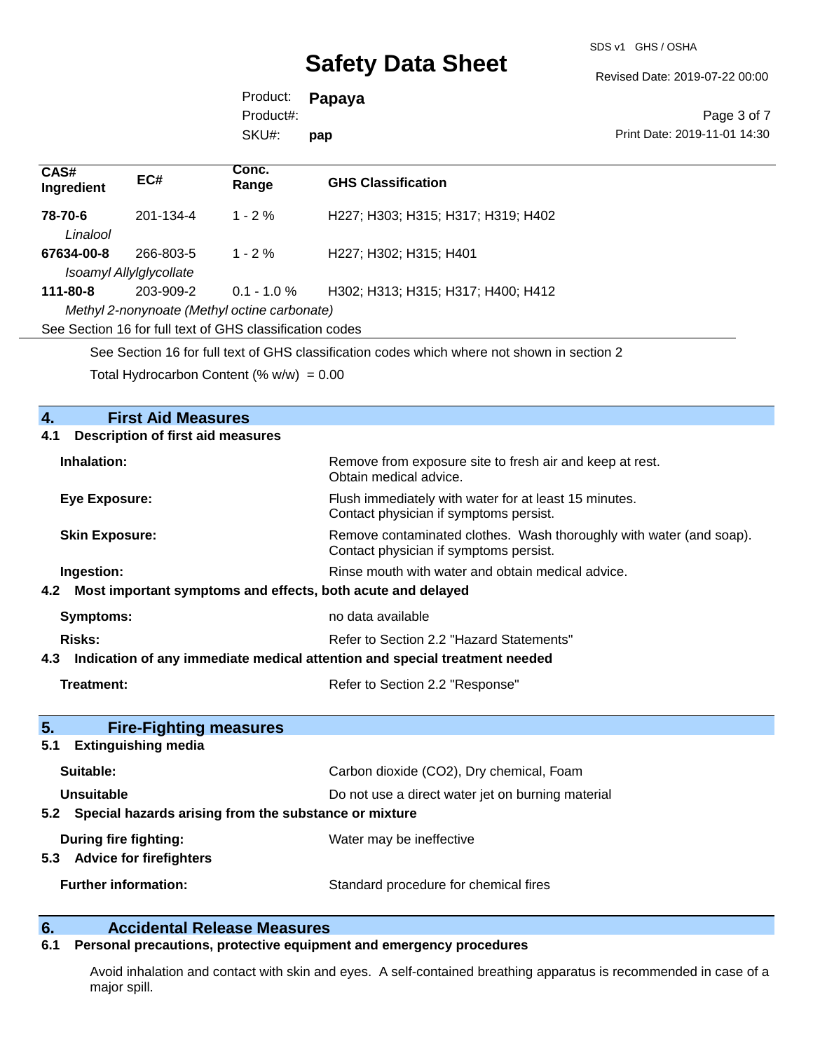| CAS# Ingredient | EC# | Conc. Range | GHS Classification |
|---|---|---|---|
| **78-70-6** *Linalool* | 201-134-4 | 1 - 2 % | H227; H303; H315; H317; H319; H402 |
| **67634-00-8** *Isoamyl Allylglycollate* | 266-803-5 | 1 - 2 % | H227; H302; H315; H401 |
| **111-80-8** *Methyl 2-nonynoate (Methyl octine carbonate)* | 203-909-2 | 0.1 - 1.0 % | H302; H313; H315; H317; H400; H412 |

See Section 16 for full text of GHS classification codes

See Section 16 for full text of GHS classification codes which where not shown in section 2

Total Hydrocarbon Content (% w/w) = 0.00

## 4. First Aid Measures

### 4.1 Description of first aid measures

**Inhalation:** Remove from exposure site to fresh air and keep at rest. Obtain medical advice.

**Eye Exposure:** Flush immediately with water for at least 15 minutes. Contact physician if symptoms persist.

**Skin Exposure:** Remove contaminated clothes. Wash thoroughly with water (and soap). Contact physician if symptoms persist.

**Ingestion:** Rinse mouth with water and obtain medical advice.

### 4.2 Most important symptoms and effects, both acute and delayed

**Symptoms:** no data available

**Risks:** Refer to Section 2.2 "Hazard Statements"

### 4.3 Indication of any immediate medical attention and special treatment needed

**Treatment:** Refer to Section 2.2 "Response"

## 5. Fire-Fighting measures

### 5.1 Extinguishing media

**Suitable:** Carbon dioxide ($CO_2$), Dry chemical, Foam

**Unsuitable** Do not use a direct water jet on burning material

### 5.2 Special hazards arising from the substance or mixture

**During fire fighting:** Water may be ineffective

### 5.3 Advice for firefighters

**Further information:** Standard procedure for chemical fires

## 6. Accidental Release Measures

### 6.1 Personal precautions, protective equipment and emergency procedures

Avoid inhalation and contact with skin and eyes. A self-contained breathing apparatus is recommended in case of a major spill.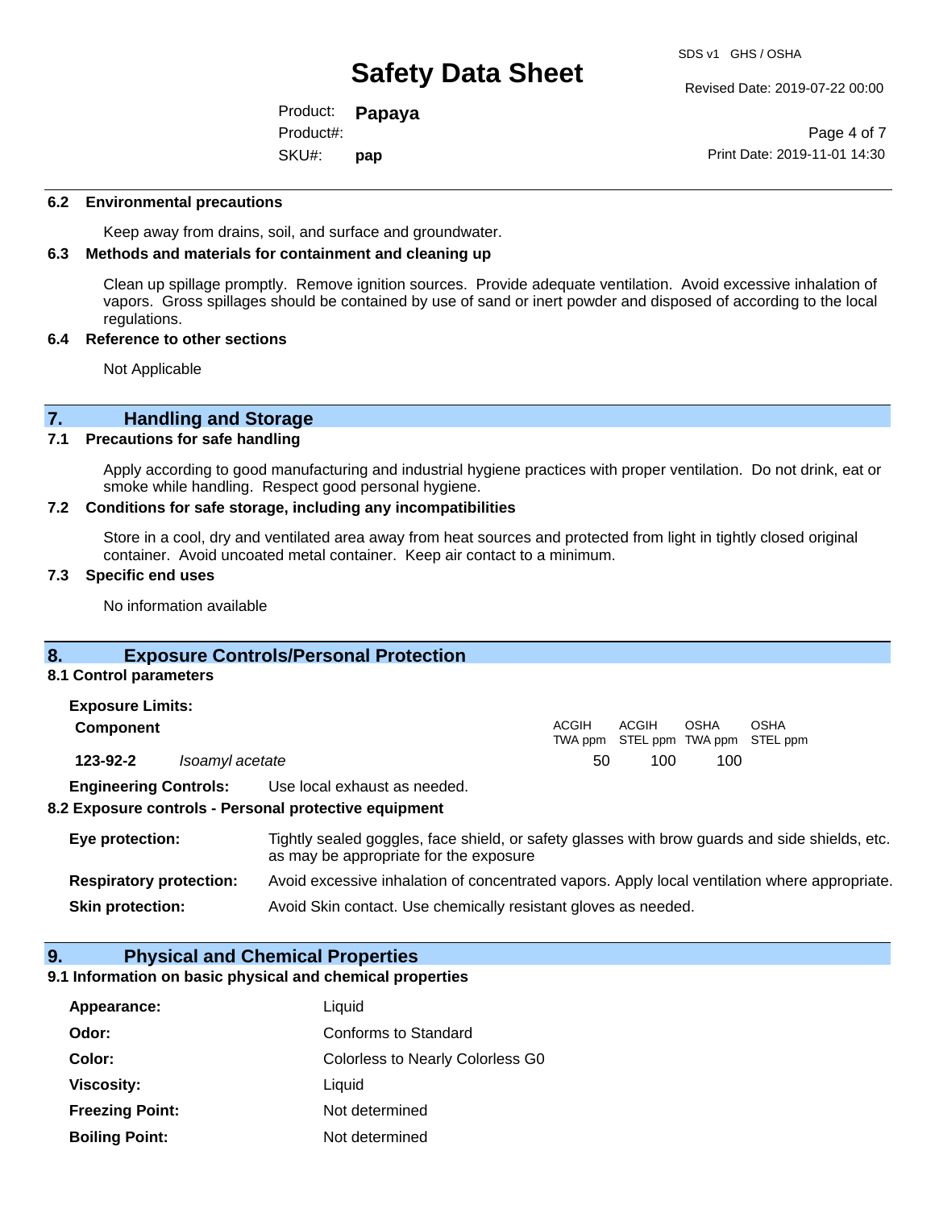### 6.2 Environmental precautions

Keep away from drains, soil, and surface and groundwater.

### 6.3 Methods and materials for containment and cleaning up

Clean up spillage promptly. Remove ignition sources. Provide adequate ventilation. Avoid excessive inhalation of vapors. Gross spillages should be contained by use of sand or inert powder and disposed of according to the local regulations.

### 6.4 Reference to other sections

Not Applicable

## 7. Handling and Storage

### 7.1 Precautions for safe handling

Apply according to good manufacturing and industrial hygiene practices with proper ventilation. Do not drink, eat or smoke while handling. Respect good personal hygiene.

### 7.2 Conditions for safe storage, including any incompatibilities

Store in a cool, dry and ventilated area away from heat sources and protected from light in tightly closed original container. Avoid uncoated metal container. Keep air contact to a minimum.

### 7.3 Specific end uses

No information available

## 8. Exposure Controls/Personal Protection

### 8.1 Control parameters

**Exposure Limits:**

| Component | | ACGIH TWA ppm | ACGIH STEL ppm | OSHA TWA ppm | OSHA STEL ppm |
|---|---|---|---|---|---|
| **123-92-2** | *Isoamyl acetate* | 50 | 100 | 100 | |

**Engineering Controls:** Use local exhaust as needed.

### 8.2 Exposure controls - Personal protective equipment

**Eye protection:** Tightly sealed goggles, face shield, or safety glasses with brow guards and side shields, etc. as may be appropriate for the exposure

**Respiratory protection:** Avoid excessive inhalation of concentrated vapors. Apply local ventilation where appropriate.

**Skin protection:** Avoid Skin contact. Use chemically resistant gloves as needed.

## 9. Physical and Chemical Properties

### 9.1 Information on basic physical and chemical properties

**Appearance:** Liquid

**Odor:** Conforms to Standard

**Color:** Colorless to Nearly Colorless G0

**Viscosity:** Liquid

**Freezing Point:** Not determined

**Boiling Point:** Not determined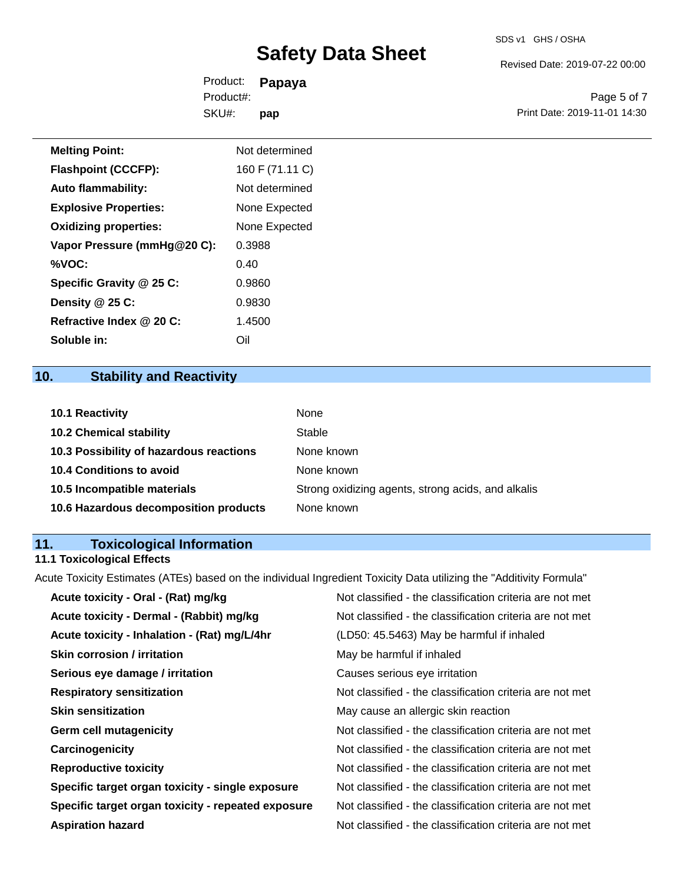| | |
|---|---|
| **Melting Point:** | Not determined |
| **Flashpoint (CCCFP):** | 160 F (71.11 C) |
| **Auto flammability:** | Not determined |
| **Explosive Properties:** | None Expected |
| **Oxidizing properties:** | None Expected |
| **Vapor Pressure (mmHg@20 C):** | 0.3988 |
| **%VOC:** | 0.40 |
| **Specific Gravity @ 25 C:** | 0.9860 |
| **Density @ 25 C:** | 0.9830 |
| **Refractive Index @ 20 C:** | 1.4500 |
| **Soluble in:** | Oil |

## 10. Stability and Reactivity

| | |
|---|---|
| **10.1 Reactivity** | None |
| **10.2 Chemical stability** | Stable |
| **10.3 Possibility of hazardous reactions** | None known |
| **10.4 Conditions to avoid** | None known |
| **10.5 Incompatible materials** | Strong oxidizing agents, strong acids, and alkalis |
| **10.6 Hazardous decomposition products** | None known |

## 11. Toxicological Information

### 11.1 Toxicological Effects

Acute Toxicity Estimates (ATEs) based on the individual Ingredient Toxicity Data utilizing the "Additivity Formula"

| | |
|---|---|
| **Acute toxicity - Oral - (Rat) mg/kg** | Not classified - the classification criteria are not met |
| **Acute toxicity - Dermal - (Rabbit) mg/kg** | Not classified - the classification criteria are not met |
| **Acute toxicity - Inhalation - (Rat) mg/L/4hr** | (LD50: 45.5463) May be harmful if inhaled |
| **Skin corrosion / irritation** | May be harmful if inhaled |
| **Serious eye damage / irritation** | Causes serious eye irritation |
| **Respiratory sensitization** | Not classified - the classification criteria are not met |
| **Skin sensitization** | May cause an allergic skin reaction |
| **Germ cell mutagenicity** | Not classified - the classification criteria are not met |
| **Carcinogenicity** | Not classified - the classification criteria are not met |
| **Reproductive toxicity** | Not classified - the classification criteria are not met |
| **Specific target organ toxicity - single exposure** | Not classified - the classification criteria are not met |
| **Specific target organ toxicity - repeated exposure** | Not classified - the classification criteria are not met |
| **Aspiration hazard** | Not classified - the classification criteria are not met |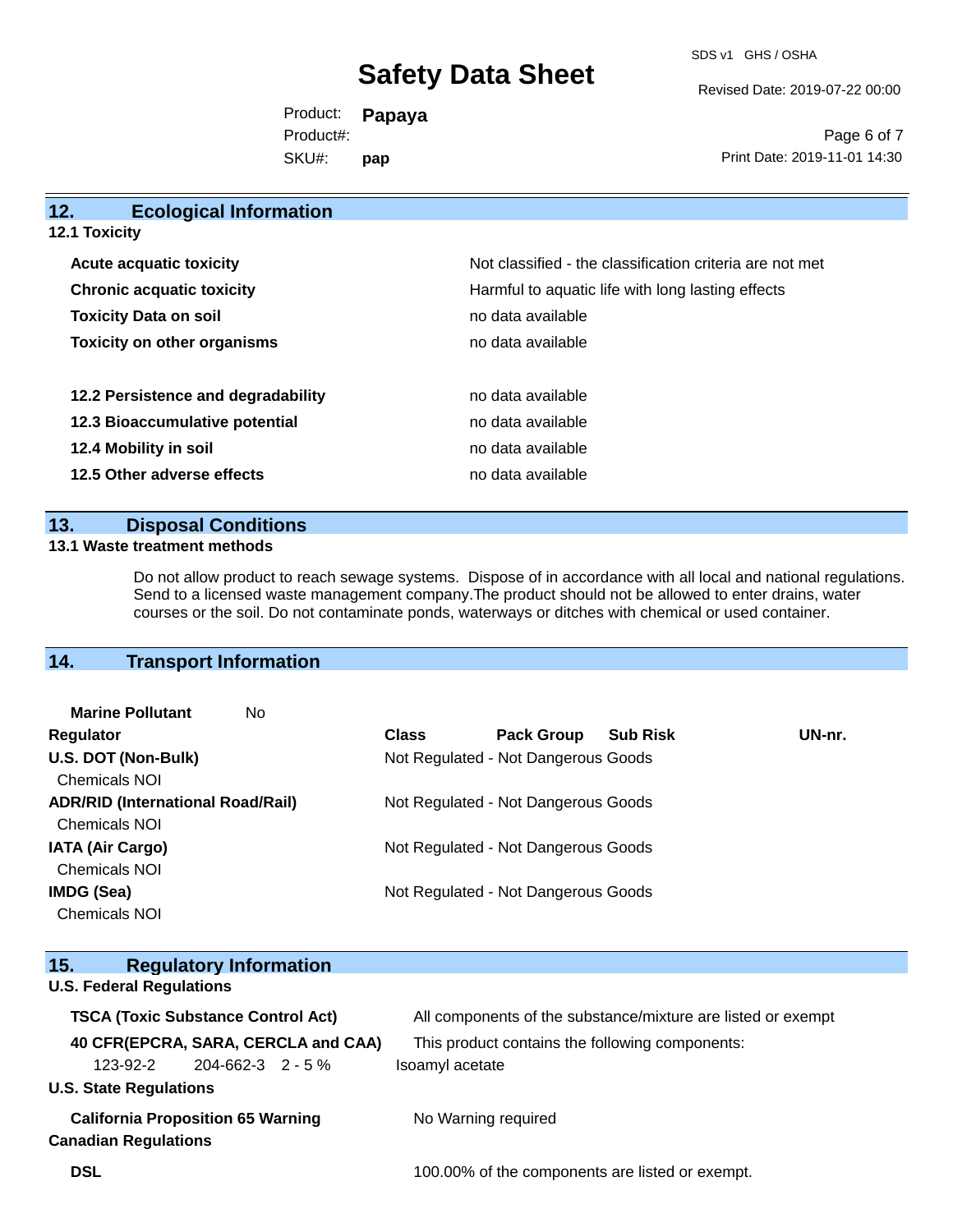## 12. Ecological Information

### 12.1 Toxicity

| | |
|---|---|
| **Acute acquatic toxicity** | Not classified - the classification criteria are not met |
| **Chronic acquatic toxicity** | Harmful to aquatic life with long lasting effects |
| **Toxicity Data on soil** | no data available |
| **Toxicity on other organisms** | no data available |
| **12.2 Persistence and degradability** | no data available |
| **12.3 Bioaccumulative potential** | no data available |
| **12.4 Mobility in soil** | no data available |
| **12.5 Other adverse effects** | no data available |

## 13. Disposal Conditions

### 13.1 Waste treatment methods

Do not allow product to reach sewage systems. Dispose of in accordance with all local and national regulations. Send to a licensed waste management company.The product should not be allowed to enter drains, water courses or the soil. Do not contaminate ponds, waterways or ditches with chemical or used container.

## 14. Transport Information

**Marine Pollutant** No

| Regulator | Class | Pack Group | Sub Risk | UN-nr. |
|---|---|---|---|---|
| **U.S. DOT (Non-Bulk)** Chemicals NOI | Not Regulated - Not Dangerous Goods | | | |
| **ADR/RID (International Road/Rail)** Chemicals NOI | Not Regulated - Not Dangerous Goods | | | |
| **IATA (Air Cargo)** Chemicals NOI | Not Regulated - Not Dangerous Goods | | | |
| **IMDG (Sea)** Chemicals NOI | Not Regulated - Not Dangerous Goods | | | |

## 15. Regulatory Information

### U.S. Federal Regulations

**TSCA (Toxic Substance Control Act)** All components of the substance/mixture are listed or exempt

**40 CFR(EPCRA, SARA, CERCLA and CAA)** This product contains the following components:

| | | | |
|---|---|---|---|
| 123-92-2 | 204-662-3 | 2 - 5 % | Isoamyl acetate |

### U.S. State Regulations

**California Proposition 65 Warning** No Warning required

### Canadian Regulations

**DSL** 100.00% of the components are listed or exempt.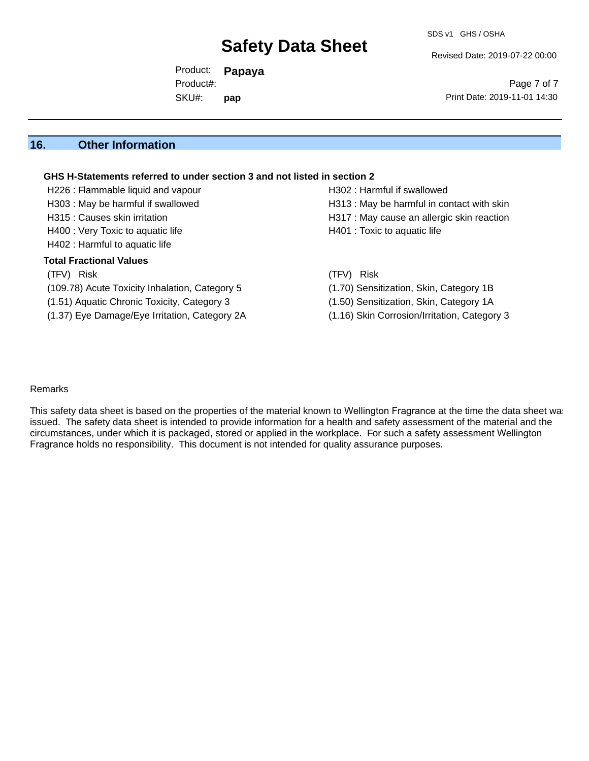## 16. Other Information

**GHS H-Statements referred to under section 3 and not listed in section 2**

H226 : Flammable liquid and vapour
H302 : Harmful if swallowed
H303 : May be harmful if swallowed
H313 : May be harmful in contact with skin
H315 : Causes skin irritation
H317 : May cause an allergic skin reaction
H400 : Very Toxic to aquatic life
H401 : Toxic to aquatic life
H402 : Harmful to aquatic life

**Total Fractional Values**

| (TFV) Risk | (TFV) Risk |
|---|---|
| (109.78) Acute Toxicity Inhalation, Category 5 | (1.70) Sensitization, Skin, Category 1B |
| (1.51) Aquatic Chronic Toxicity, Category 3 | (1.50) Sensitization, Skin, Category 1A |
| (1.37) Eye Damage/Eye Irritation, Category 2A | (1.16) Skin Corrosion/Irritation, Category 3 |

Remarks

This safety data sheet is based on the properties of the material known to Wellington Fragrance at the time the data sheet was issued. The safety data sheet is intended to provide information for a health and safety assessment of the material and the circumstances, under which it is packaged, stored or applied in the workplace. For such a safety assessment Wellington Fragrance holds no responsibility. This document is not intended for quality assurance purposes.